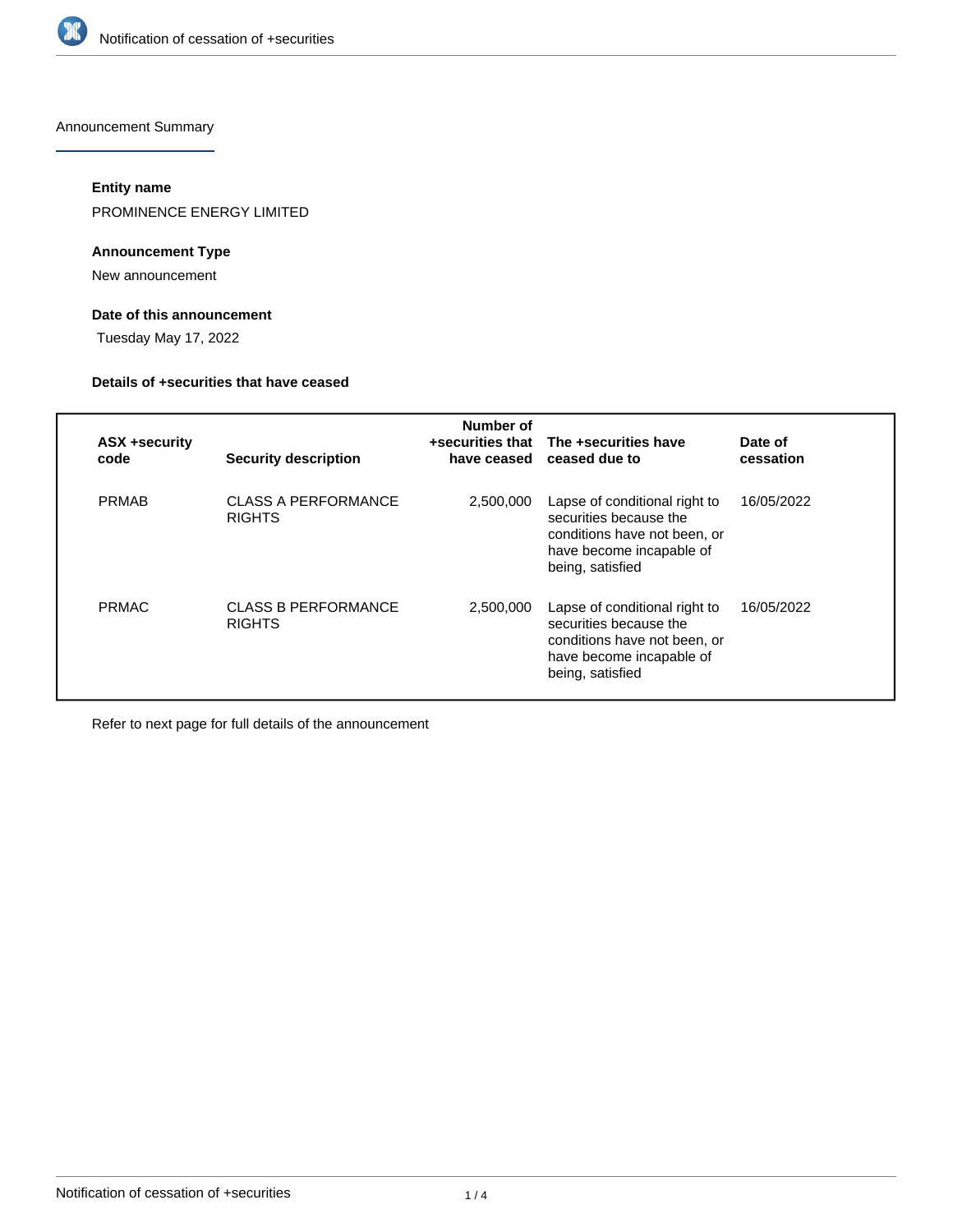Announcement Summary

**Entity name**

PROMINENCE ENERGY LIMITED

**Announcement Type**

New announcement

**Date of this announcement**

Tuesday May 17, 2022

**Details of +securities that have ceased**

| ASX +security code | Security description | Number of +securities that have ceased | The +securities have ceased due to | Date of cessation |
|---|---|---|---|---|
| PRMAB | CLASS A PERFORMANCE RIGHTS | 2,500,000 | Lapse of conditional right to securities because the conditions have not been, or have become incapable of being, satisfied | 16/05/2022 |
| PRMAC | CLASS B PERFORMANCE RIGHTS | 2,500,000 | Lapse of conditional right to securities because the conditions have not been, or have become incapable of being, satisfied | 16/05/2022 |

Refer to next page for full details of the announcement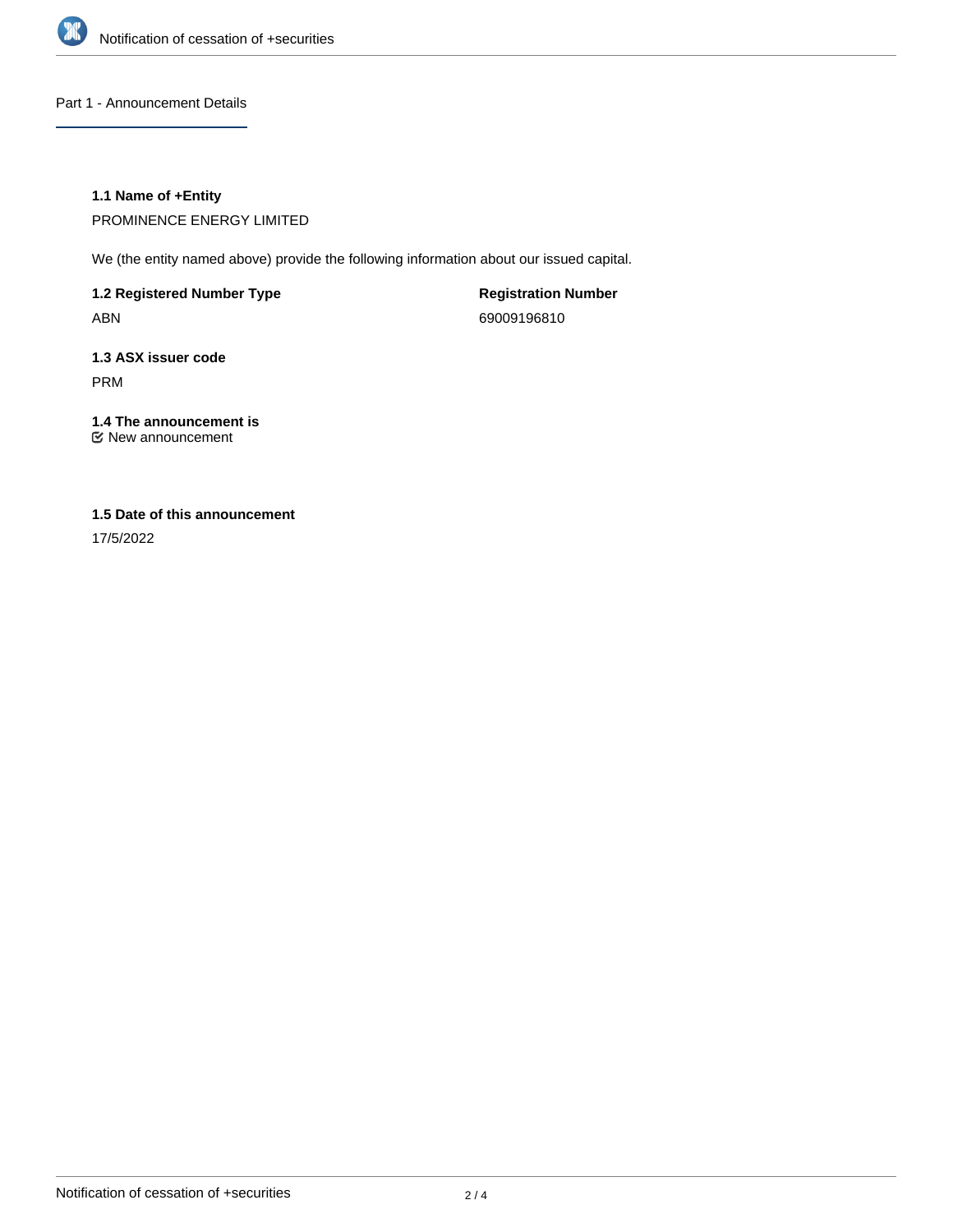## Part 1 - Announcement Details

### 1.1 Name of +Entity

PROMINENCE ENERGY LIMITED

We (the entity named above) provide the following information about our issued capital.

**1.2 Registered Number Type**

ABN

**Registration Number**

69009196810

### 1.3 ASX issuer code

PRM

### 1.4 The announcement is

☑ New announcement

### 1.5 Date of this announcement

17/5/2022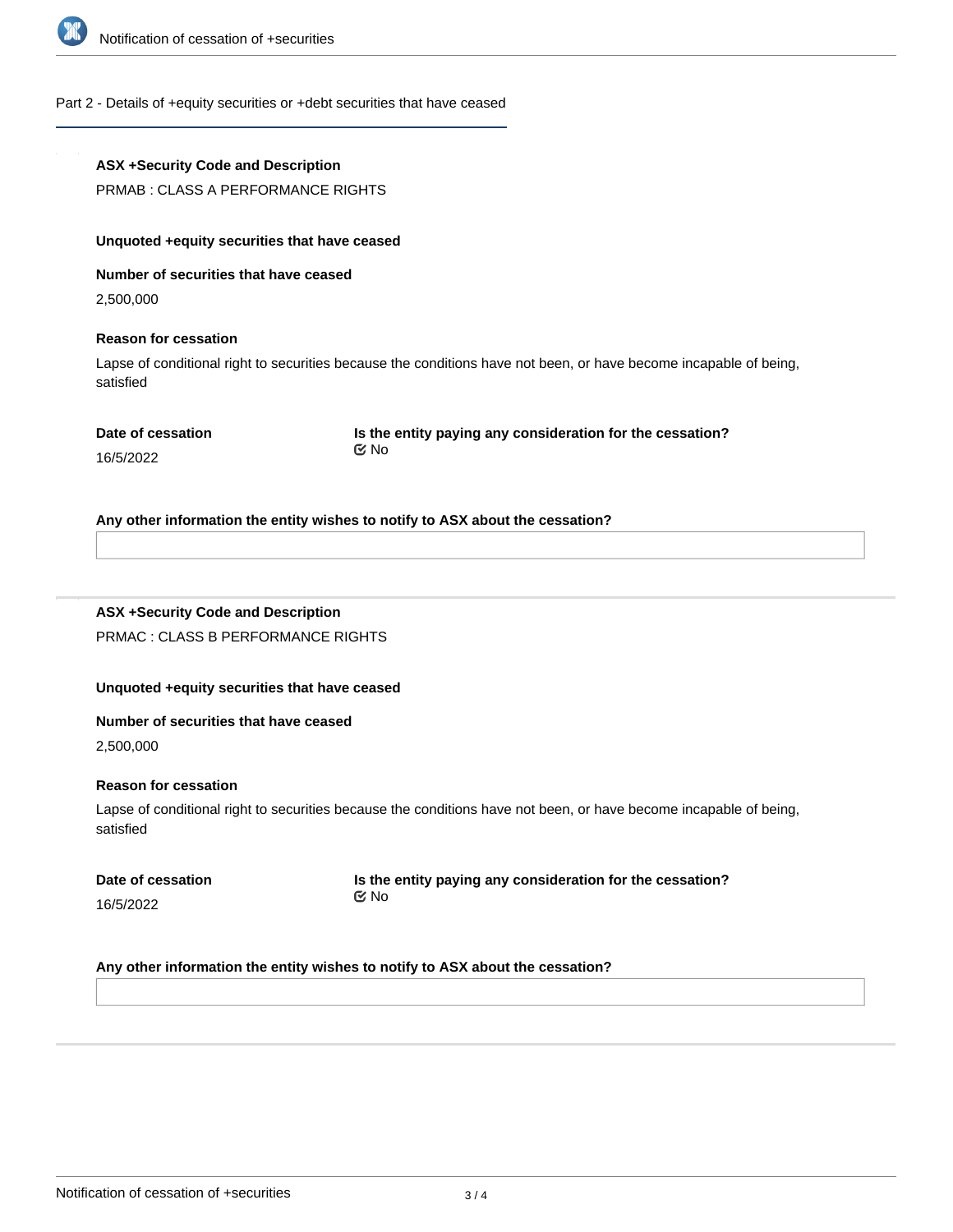## Part 2 - Details of +equity securities or +debt securities that have ceased

**ASX +Security Code and Description**

PRMAB : CLASS A PERFORMANCE RIGHTS

**Unquoted +equity securities that have ceased**

**Number of securities that have ceased**

2,500,000

**Reason for cessation**

Lapse of conditional right to securities because the conditions have not been, or have become incapable of being, satisfied

**Date of cessation**

16/5/2022

**Is the entity paying any consideration for the cessation?**

No

**Any other information the entity wishes to notify to ASX about the cessation?**

---

**ASX +Security Code and Description**

PRMAC : CLASS B PERFORMANCE RIGHTS

**Unquoted +equity securities that have ceased**

**Number of securities that have ceased**

2,500,000

**Reason for cessation**

Lapse of conditional right to securities because the conditions have not been, or have become incapable of being, satisfied

**Date of cessation**

16/5/2022

**Is the entity paying any consideration for the cessation?**

No

**Any other information the entity wishes to notify to ASX about the cessation?**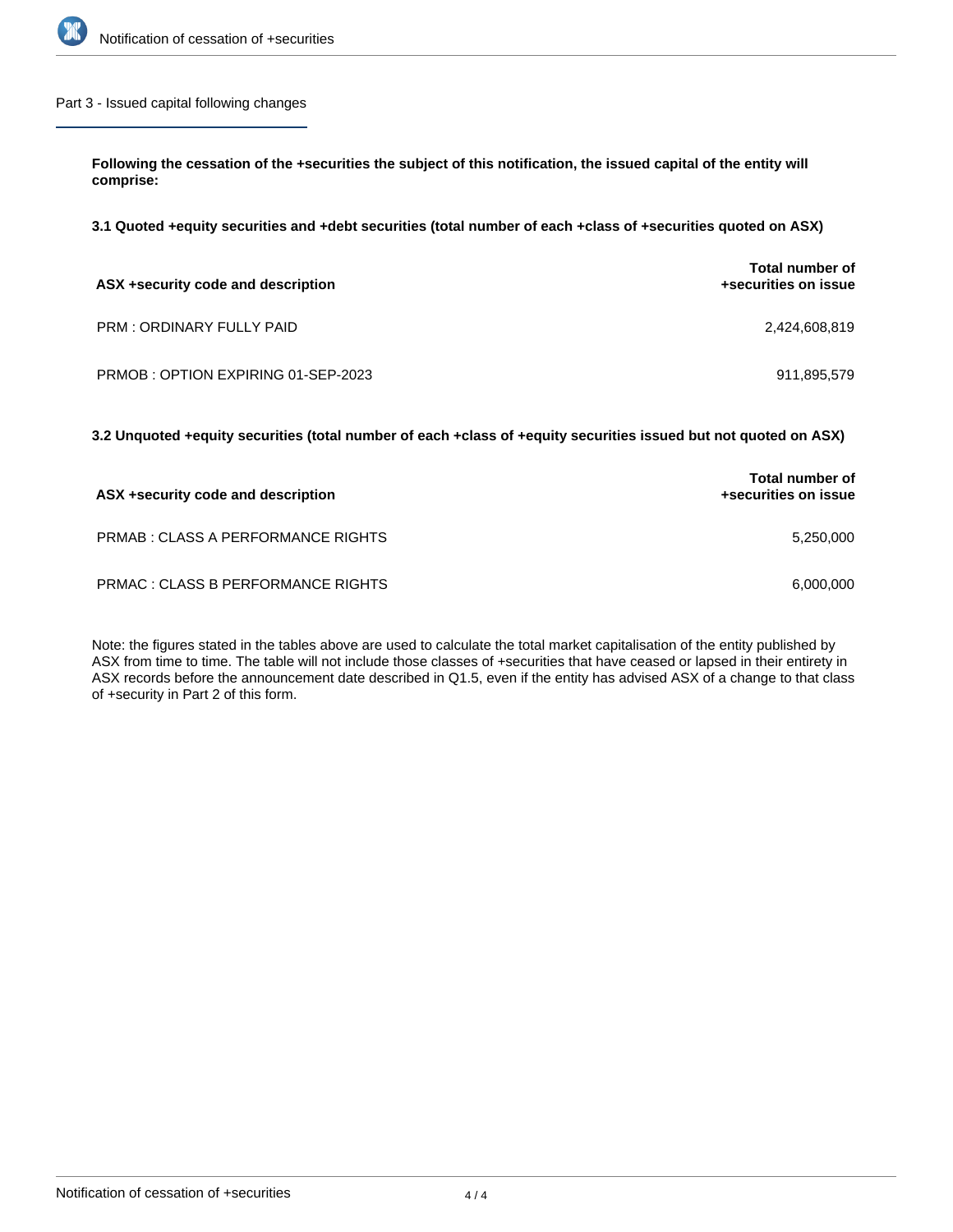## Part 3 - Issued capital following changes

**Following the cessation of the +securities the subject of this notification, the issued capital of the entity will comprise:**

**3.1 Quoted +equity securities and +debt securities (total number of each +class of +securities quoted on ASX)**

| ASX +security code and description | Total number of +securities on issue |
|---|---|
| PRM : ORDINARY FULLY PAID | 2,424,608,819 |
| PRMOB : OPTION EXPIRING 01-SEP-2023 | 911,895,579 |

**3.2 Unquoted +equity securities (total number of each +class of +equity securities issued but not quoted on ASX)**

| ASX +security code and description | Total number of +securities on issue |
|---|---|
| PRMAB : CLASS A PERFORMANCE RIGHTS | 5,250,000 |
| PRMAC : CLASS B PERFORMANCE RIGHTS | 6,000,000 |

Note: the figures stated in the tables above are used to calculate the total market capitalisation of the entity published by ASX from time to time. The table will not include those classes of +securities that have ceased or lapsed in their entirety in ASX records before the announcement date described in Q1.5, even if the entity has advised ASX of a change to that class of +security in Part 2 of this form.